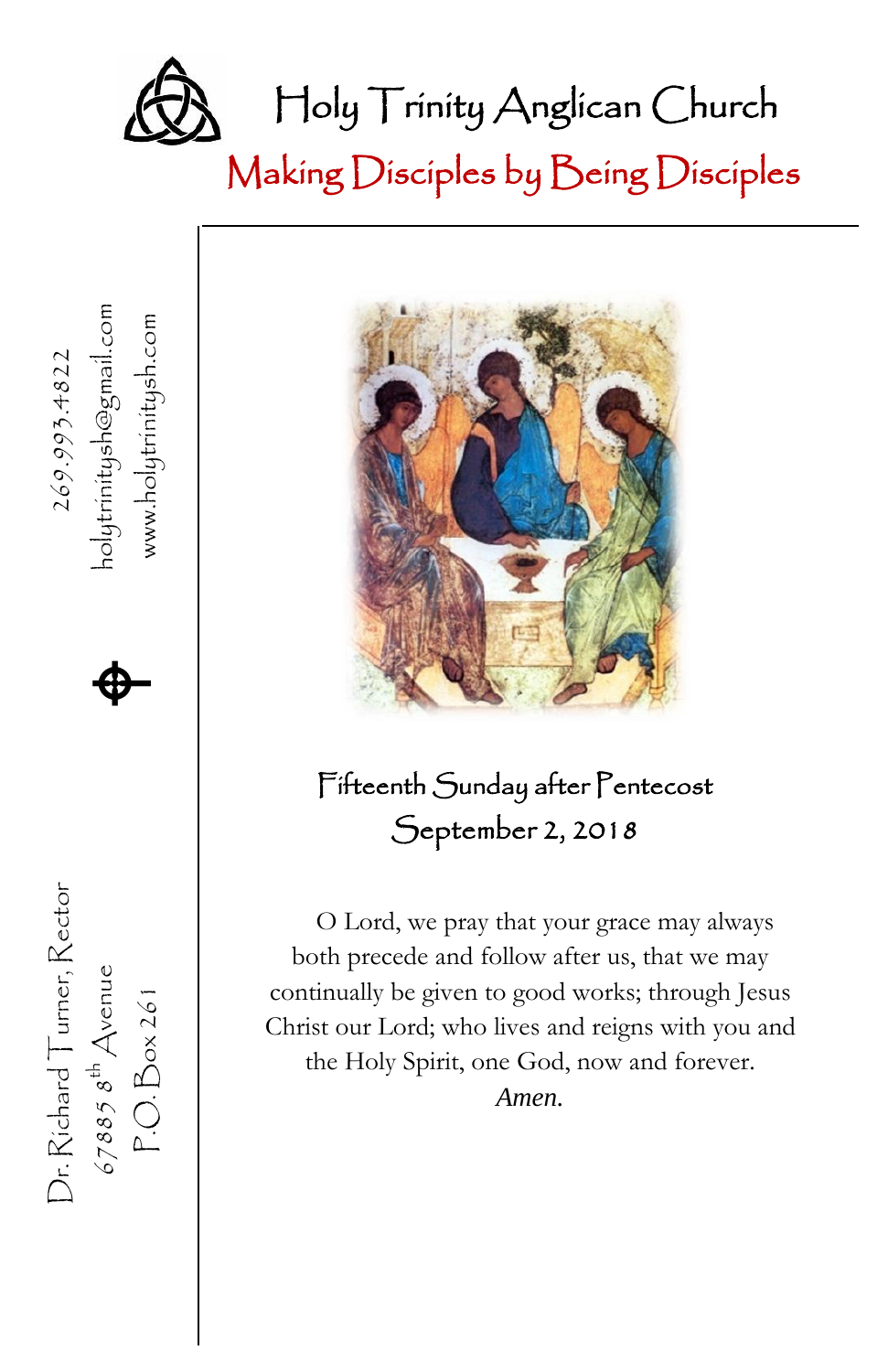# Holy Trinity Anglican Church

## Making Disciples by Being Disciples

269.993.4822
holytrinitysh@gmail.com
www.holytrinitysh.com

Dr. Richard Turner, Rector
67885 8th Avenue
P.O. Box 261

### Fifteenth Sunday after Pentecost
### September 2, 2018

O Lord, we pray that your grace may always both precede and follow after us, that we may continually be given to good works; through Jesus Christ our Lord; who lives and reigns with you and the Holy Spirit, one God, now and forever. *Amen.*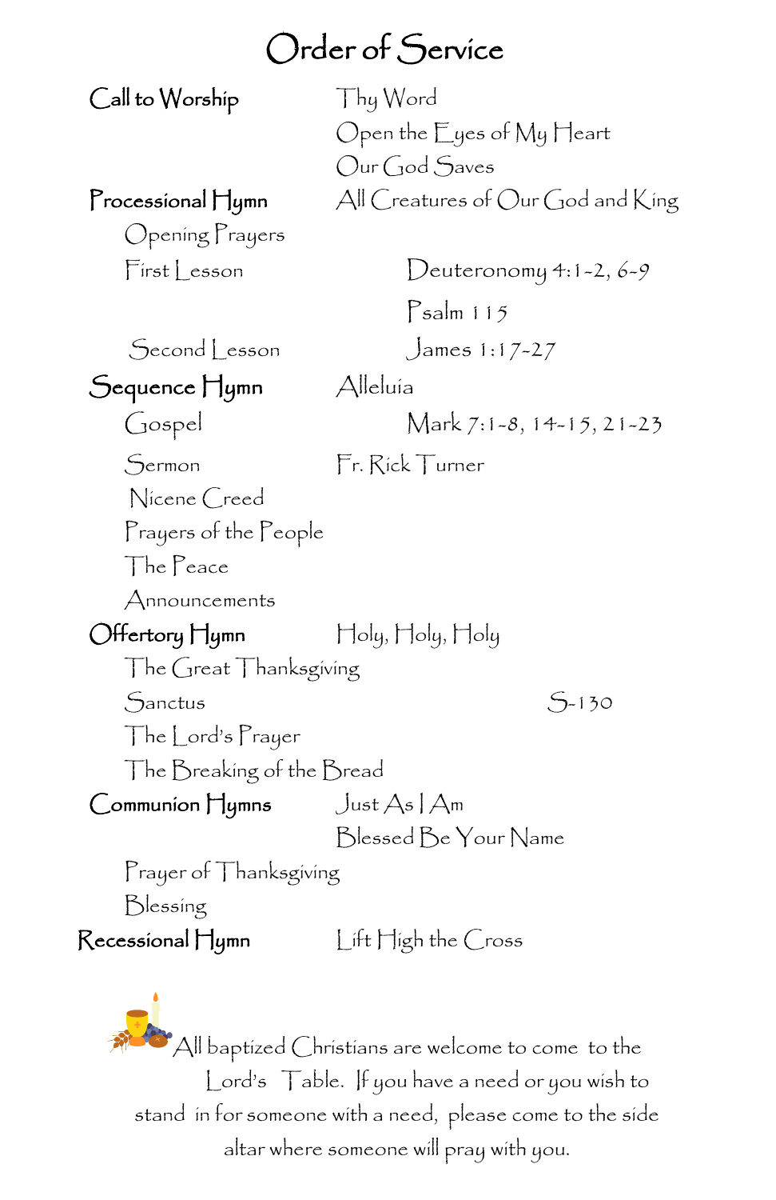# Order of Service

| | |
|---|---|
| **Call to Worship** | Thy Word |
| | Open the Eyes of My Heart |
| | Our God Saves |
| **Processional Hymn** | All Creatures of Our God and King |
| Opening Prayers | |
| First Lesson | Deuteronomy 4:1-2, 6-9 |
| | Psalm 115 |
| Second Lesson | James 1:17-27 |
| **Sequence Hymn** | Alleluia |
| Gospel | Mark 7:1-8, 14-15, 21-23 |
| Sermon | Fr. Rick Turner |
| Nicene Creed | |
| Prayers of the People | |
| The Peace | |
| Announcements | |
| **Offertory Hymn** | Holy, Holy, Holy |
| The Great Thanksgiving | |
| Sanctus | S-130 |
| The Lord's Prayer | |
| The Breaking of the Bread | |
| **Communion Hymns** | Just As I Am |
| | Blessed Be Your Name |
| Prayer of Thanksgiving | |
| Blessing | |
| **Recessional Hymn** | Lift High the Cross |

All baptized Christians are welcome to come to the Lord's Table. If you have a need or you wish to stand in for someone with a need, please come to the side altar where someone will pray with you.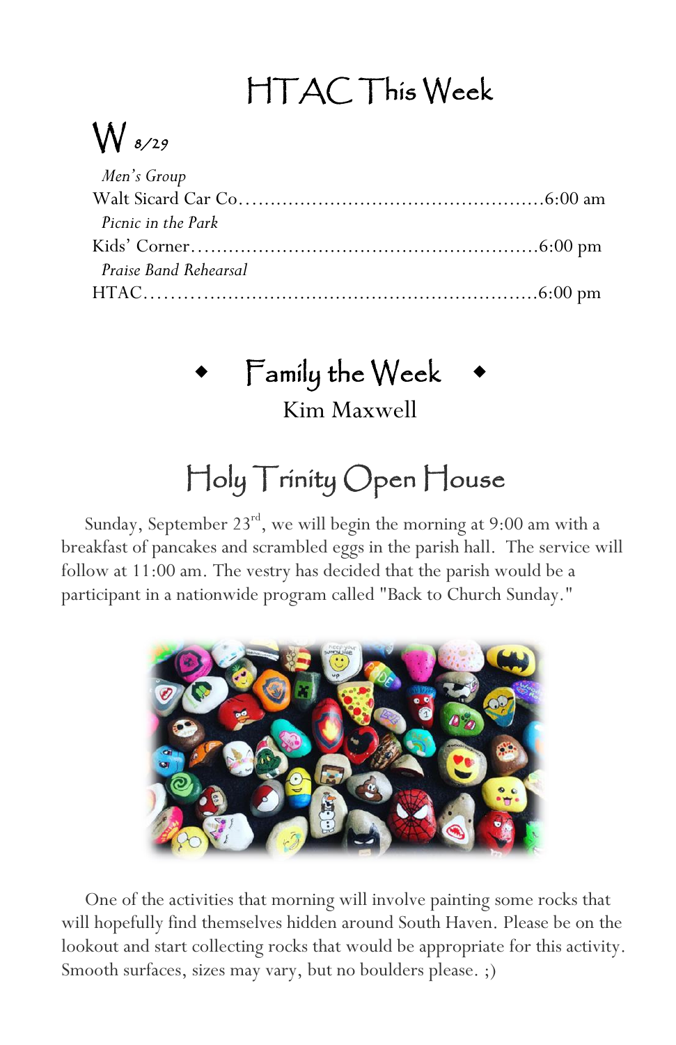# HTAC This Week

## W 8/29

*Men's Group*
Walt Sicard Car Co.....................................................6:00 am

*Picnic in the Park*
Kids' Corner..........................................................6:00 pm

*Praise Band Rehearsal*
HTAC..................................................................6:00 pm

## ◆ Family the Week ◆

Kim Maxwell

## Holy Trinity Open House

Sunday, September 23rd, we will begin the morning at 9:00 am with a breakfast of pancakes and scrambled eggs in the parish hall. The service will follow at 11:00 am. The vestry has decided that the parish would be a participant in a nationwide program called "Back to Church Sunday."

One of the activities that morning will involve painting some rocks that will hopefully find themselves hidden around South Haven. Please be on the lookout and start collecting rocks that would be appropriate for this activity. Smooth surfaces, sizes may vary, but no boulders please. ;)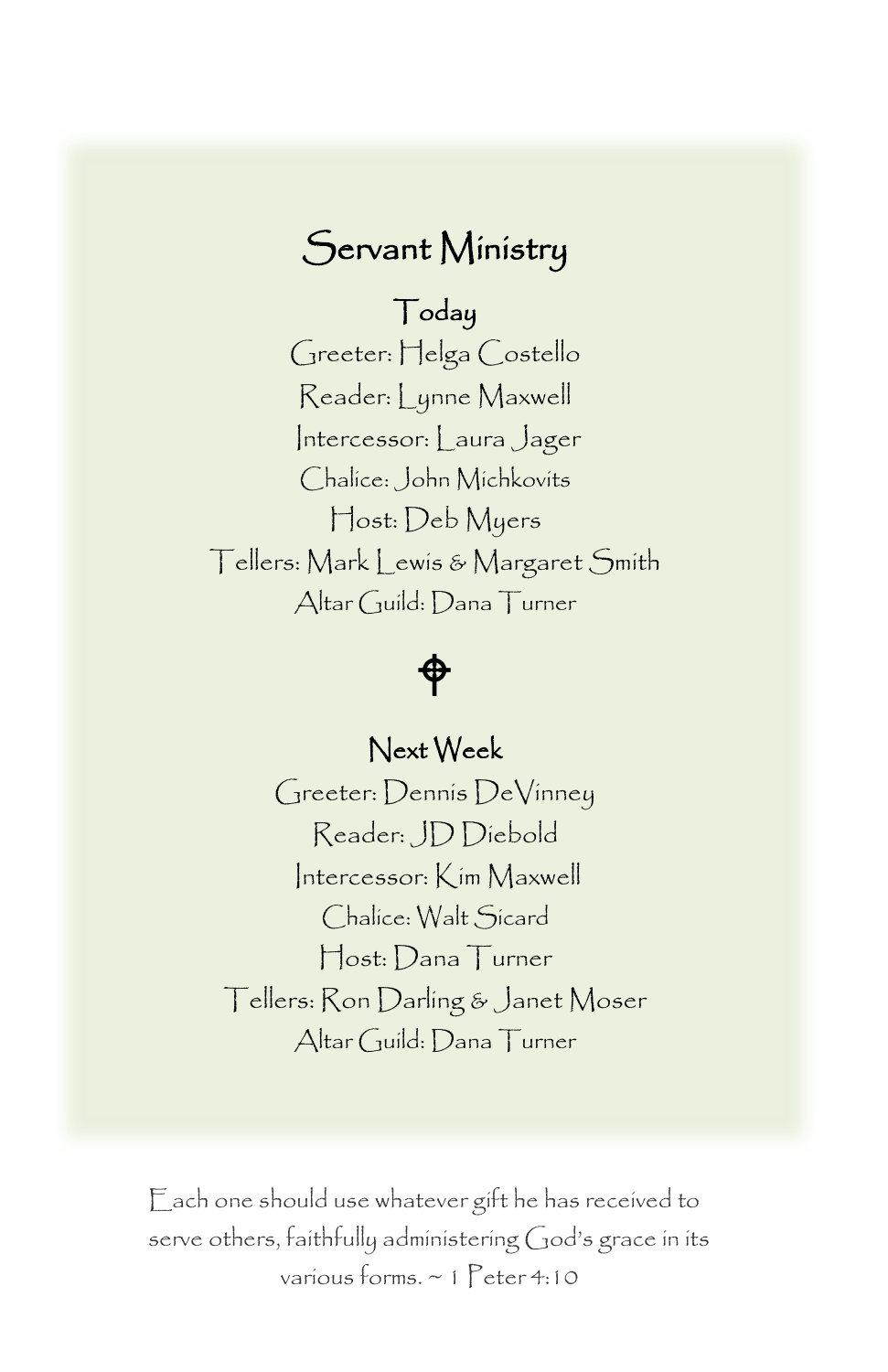# Servant Ministry

## Today

Greeter: Helga Costello

Reader: Lynne Maxwell

Intercessor: Laura Jager

Chalice: John Michkovits

Host: Deb Myers

Tellers: Mark Lewis & Margaret Smith

Altar Guild: Dana Turner

✠

## Next Week

Greeter: Dennis DeVinney

Reader: JD Diebold

Intercessor: Kim Maxwell

Chalice: Walt Sicard

Host: Dana Turner

Tellers: Ron Darling & Janet Moser

Altar Guild: Dana Turner

Each one should use whatever gift he has received to serve others, faithfully administering God's grace in its various forms. ~ 1 Peter 4:10